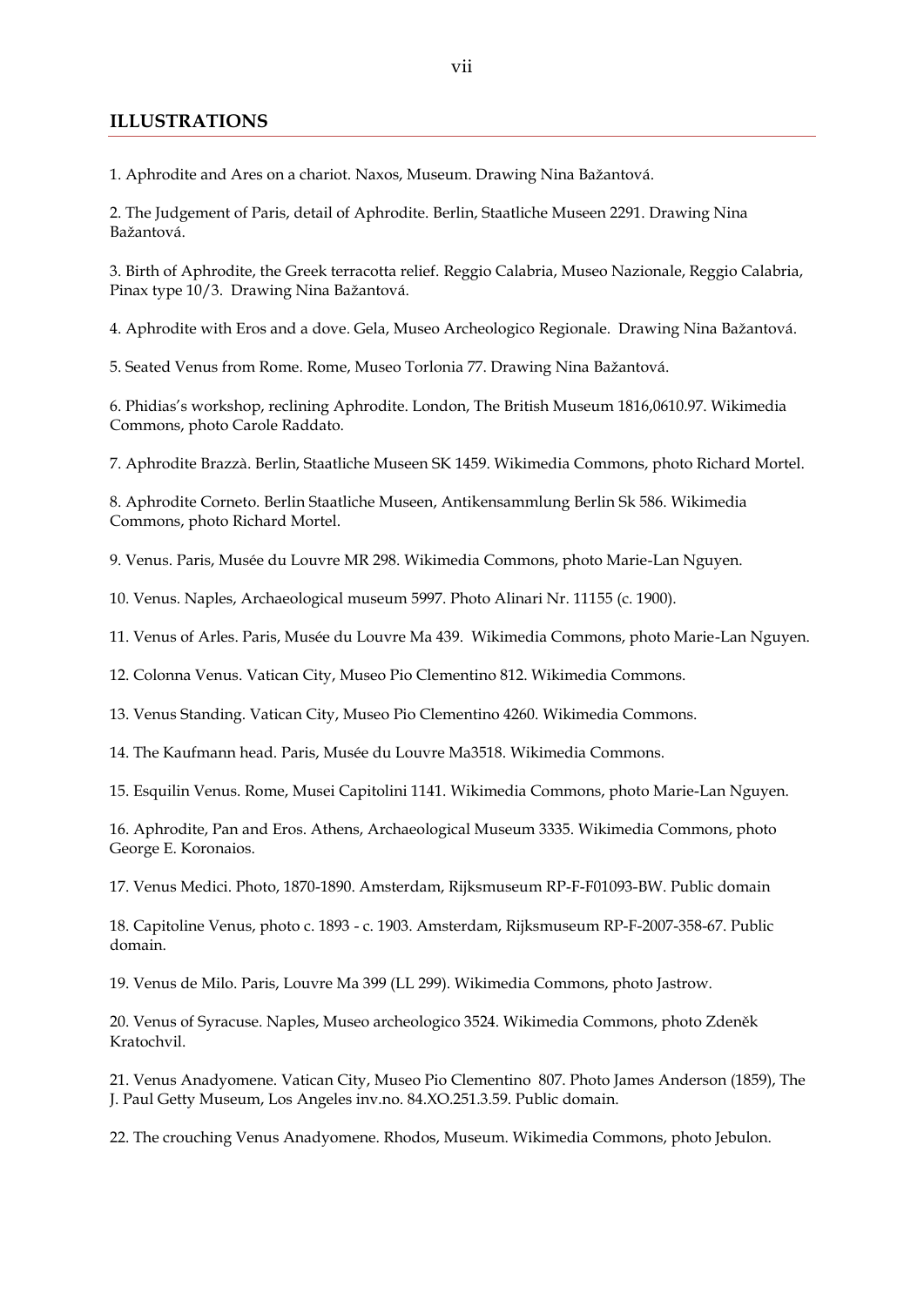## ILLUSTRATIONS

1. Aphrodite and Ares on a chariot. Naxos, Museum. Drawing Nina Bažantová.

2. The Judgement of Paris, detail of Aphrodite. Berlin, Staatliche Museen 2291. Drawing Nina Bažantová.

3. Birth of Aphrodite, the Greek terracotta relief. Reggio Calabria, Museo Nazionale, Reggio Calabria, Pinax type 10/3. Drawing Nina Bažantová.

4. Aphrodite with Eros and a dove. Gela, Museo Archeologico Regionale. Drawing Nina Bažantová.

5. Seated Venus from Rome. Rome, Museo Torlonia 77. Drawing Nina Bažantová.

6. Phidias's workshop, reclining Aphrodite. London, The British Museum 1816,0610.97. Wikimedia Commons, photo Carole Raddato.

7. Aphrodite Brazzà. Berlin, Staatliche Museen SK 1459. Wikimedia Commons, photo Richard Mortel.

8. Aphrodite Corneto. Berlin Staatliche Museen, Antikensammlung Berlin Sk 586. Wikimedia Commons, photo Richard Mortel.

9. Venus. Paris, Musée du Louvre MR 298. Wikimedia Commons, photo Marie-Lan Nguyen.

10. Venus. Naples, Archaeological museum 5997. Photo Alinari Nr. 11155 (c. 1900).

11. Venus of Arles. Paris, Musée du Louvre Ma 439. Wikimedia Commons, photo Marie-Lan Nguyen.

12. Colonna Venus. Vatican City, Museo Pio Clementino 812. Wikimedia Commons.

13. Venus Standing. Vatican City, Museo Pio Clementino 4260. Wikimedia Commons.

14. The Kaufmann head. Paris, Musée du Louvre Ma3518. Wikimedia Commons.

15. Esquilin Venus. Rome, Musei Capitolini 1141. Wikimedia Commons, photo Marie-Lan Nguyen.

16. Aphrodite, Pan and Eros. Athens, Archaeological Museum 3335. Wikimedia Commons, photo George E. Koronaios.

17. Venus Medici. Photo, 1870-1890. Amsterdam, Rijksmuseum RP-F-F01093-BW. Public domain

18. Capitoline Venus, photo c. 1893 - c. 1903. Amsterdam, Rijksmuseum RP-F-2007-358-67. Public domain.

19. Venus de Milo. Paris, Louvre Ma 399 (LL 299). Wikimedia Commons, photo Jastrow.

20. Venus of Syracuse. Naples, Museo archeologico 3524. Wikimedia Commons, photo Zdeněk Kratochvil.

21. Venus Anadyomene. Vatican City, Museo Pio Clementino 807. Photo James Anderson (1859), The J. Paul Getty Museum, Los Angeles inv.no. 84.XO.251.3.59. Public domain.

22. The crouching Venus Anadyomene. Rhodos, Museum. Wikimedia Commons, photo Jebulon.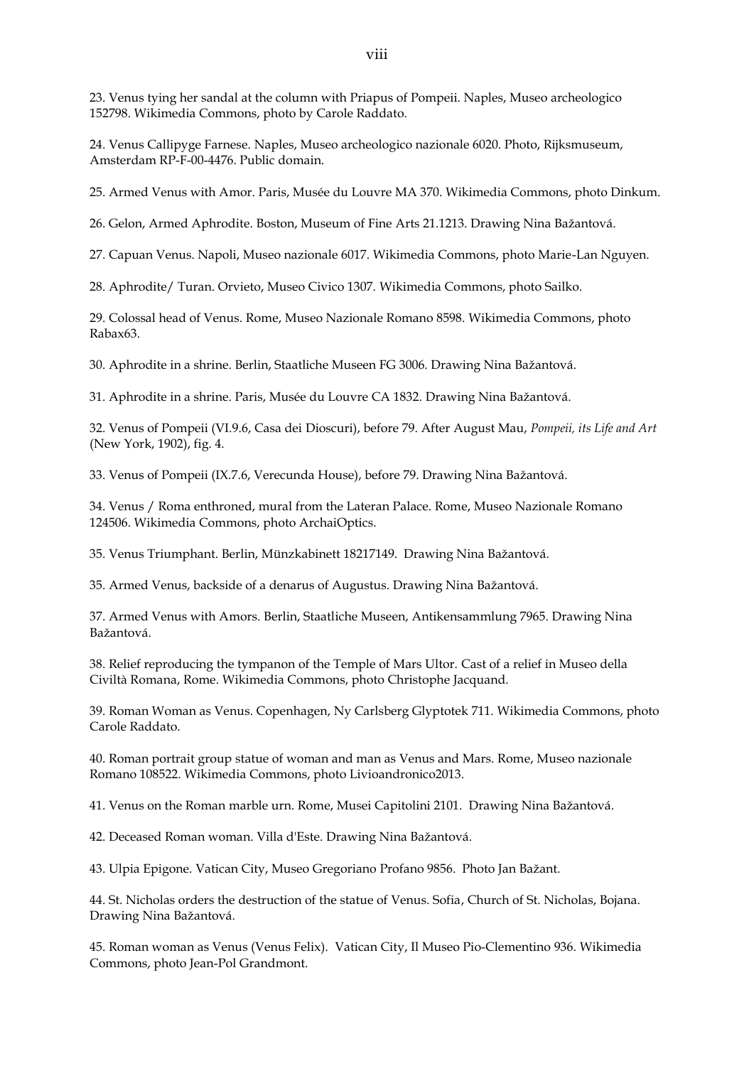23. Venus tying her sandal at the column with Priapus of Pompeii. Naples, Museo archeologico 152798. Wikimedia Commons, photo by Carole Raddato.

24. Venus Callipyge Farnese. Naples, Museo archeologico nazionale 6020. Photo, Rijksmuseum, Amsterdam RP-F-00-4476. Public domain.

25. Armed Venus with Amor. Paris, Musée du Louvre MA 370. Wikimedia Commons, photo Dinkum.

26. Gelon, Armed Aphrodite. Boston, Museum of Fine Arts 21.1213. Drawing Nina Bažantová.

27. Capuan Venus. Napoli, Museo nazionale 6017. Wikimedia Commons, photo Marie-Lan Nguyen.

28. Aphrodite/ Turan. Orvieto, Museo Civico 1307. Wikimedia Commons, photo Sailko.

29. Colossal head of Venus. Rome, Museo Nazionale Romano 8598. Wikimedia Commons, photo Rabax63.

30. Aphrodite in a shrine. Berlin, Staatliche Museen FG 3006. Drawing Nina Bažantová.

31. Aphrodite in a shrine. Paris, Musée du Louvre CA 1832. Drawing Nina Bažantová.

32. Venus of Pompeii (VI.9.6, Casa dei Dioscuri), before 79. After August Mau, *Pompeii, its Life and Art* (New York, 1902), fig. 4.

33. Venus of Pompeii (IX.7.6, Verecunda House), before 79. Drawing Nina Bažantová.

34. Venus / Roma enthroned, mural from the Lateran Palace. Rome, Museo Nazionale Romano 124506. Wikimedia Commons, photo ArchaiOptics.

35. Venus Triumphant. Berlin, Münzkabinett 18217149. Drawing Nina Bažantová.

35. Armed Venus, backside of a denarus of Augustus. Drawing Nina Bažantová.

37. Armed Venus with Amors. Berlin, Staatliche Museen, Antikensammlung 7965. Drawing Nina Bažantová.

38. Relief reproducing the tympanon of the Temple of Mars Ultor. Cast of a relief in Museo della Civiltà Romana, Rome. Wikimedia Commons, photo Christophe Jacquand.

39. Roman Woman as Venus. Copenhagen, Ny Carlsberg Glyptotek 711. Wikimedia Commons, photo Carole Raddato.

40. Roman portrait group statue of woman and man as Venus and Mars. Rome, Museo nazionale Romano 108522. Wikimedia Commons, photo Livioandronico2013.

41. Venus on the Roman marble urn. Rome, Musei Capitolini 2101. Drawing Nina Bažantová.

42. Deceased Roman woman. Villa d'Este. Drawing Nina Bažantová.

43. Ulpia Epigone. Vatican City, Museo Gregoriano Profano 9856. Photo Jan Bažant.

44. St. Nicholas orders the destruction of the statue of Venus. Sofia, Church of St. Nicholas, Bojana. Drawing Nina Bažantová.

45. Roman woman as Venus (Venus Felix). Vatican City, Il Museo Pio-Clementino 936. Wikimedia Commons, photo Jean-Pol Grandmont.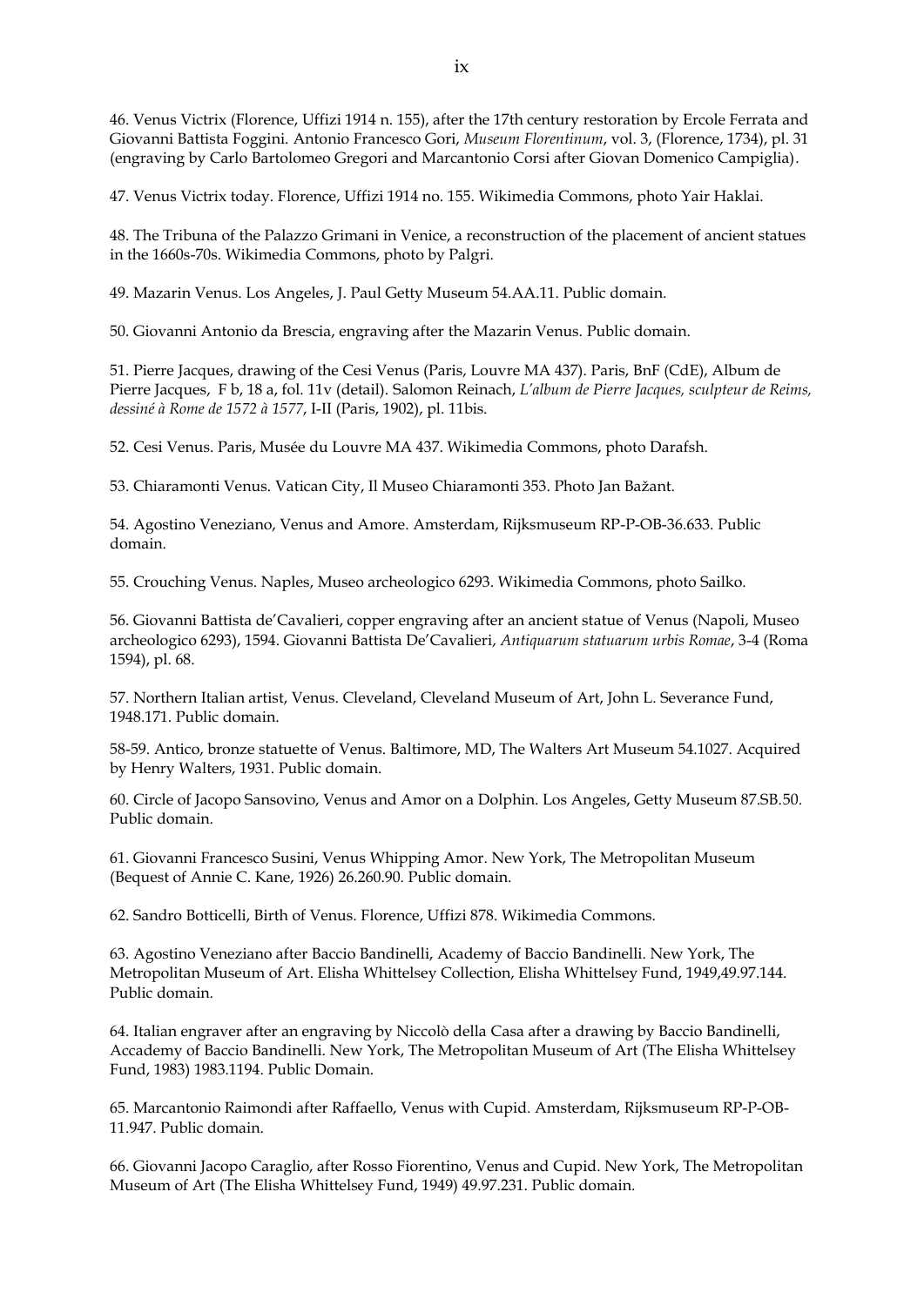46. Venus Victrix (Florence, Uffizi 1914 n. 155), after the 17th century restoration by Ercole Ferrata and Giovanni Battista Foggini. Antonio Francesco Gori, *Museum Florentinum*, vol. 3, (Florence, 1734), pl. 31 (engraving by Carlo Bartolomeo Gregori and Marcantonio Corsi after Giovan Domenico Campiglia).

47. Venus Victrix today. Florence, Uffizi 1914 no. 155. Wikimedia Commons, photo Yair Haklai.

48. The Tribuna of the Palazzo Grimani in Venice, a reconstruction of the placement of ancient statues in the 1660s-70s. Wikimedia Commons, photo by Palgri.

49. Mazarin Venus. Los Angeles, J. Paul Getty Museum 54.AA.11. Public domain.

50. Giovanni Antonio da Brescia, engraving after the Mazarin Venus. Public domain.

51. Pierre Jacques, drawing of the Cesi Venus (Paris, Louvre MA 437). Paris, BnF (CdE), Album de Pierre Jacques, F b, 18 a, fol. 11v (detail). Salomon Reinach, *L'album de Pierre Jacques, sculpteur de Reims, dessiné à Rome de 1572 à 1577*, I-II (Paris, 1902), pl. 11bis.

52. Cesi Venus. Paris, Musée du Louvre MA 437. Wikimedia Commons, photo Darafsh.

53. Chiaramonti Venus. Vatican City, Il Museo Chiaramonti 353. Photo Jan Bažant.

54. Agostino Veneziano, Venus and Amore. Amsterdam, Rijksmuseum RP-P-OB-36.633. Public domain.

55. Crouching Venus. Naples, Museo archeologico 6293. Wikimedia Commons, photo Sailko.

56. Giovanni Battista de'Cavalieri, copper engraving after an ancient statue of Venus (Napoli, Museo archeologico 6293), 1594. Giovanni Battista De'Cavalieri, *Antiquarum statuarum urbis Romae*, 3-4 (Roma 1594), pl. 68.

57. Northern Italian artist, Venus. Cleveland, Cleveland Museum of Art, John L. Severance Fund, 1948.171. Public domain.

58-59. Antico, bronze statuette of Venus. Baltimore, MD, The Walters Art Museum 54.1027. Acquired by Henry Walters, 1931. Public domain.

60. Circle of Jacopo Sansovino, Venus and Amor on a Dolphin. Los Angeles, Getty Museum 87.SB.50. Public domain.

61. Giovanni Francesco Susini, Venus Whipping Amor. New York, The Metropolitan Museum (Bequest of Annie C. Kane, 1926) 26.260.90. Public domain.

62. Sandro Botticelli, Birth of Venus. Florence, Uffizi 878. Wikimedia Commons.

63. Agostino Veneziano after Baccio Bandinelli, Academy of Baccio Bandinelli. New York, The Metropolitan Museum of Art. Elisha Whittelsey Collection, Elisha Whittelsey Fund, 1949,49.97.144. Public domain.

64. Italian engraver after an engraving by Niccolò della Casa after a drawing by Baccio Bandinelli, Accademy of Baccio Bandinelli. New York, The Metropolitan Museum of Art (The Elisha Whittelsey Fund, 1983) 1983.1194. Public Domain.

65. Marcantonio Raimondi after Raffaello, Venus with Cupid. Amsterdam, Rijksmuseum RP-P-OB-11.947. Public domain.

66. Giovanni Jacopo Caraglio, after Rosso Fiorentino, Venus and Cupid. New York, The Metropolitan Museum of Art (The Elisha Whittelsey Fund, 1949) 49.97.231. Public domain.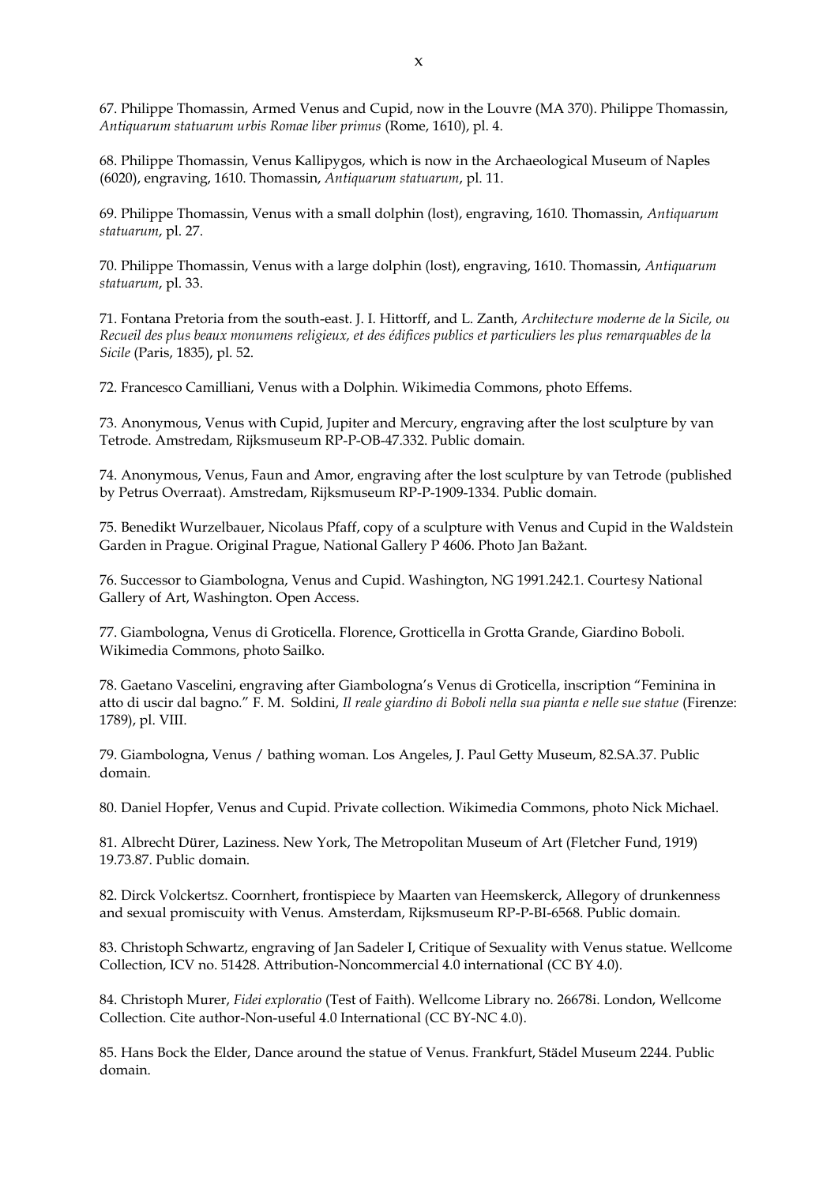67. Philippe Thomassin, Armed Venus and Cupid, now in the Louvre (MA 370). Philippe Thomassin, *Antiquarum statuarum urbis Romae liber primus* (Rome, 1610), pl. 4.

68. Philippe Thomassin, Venus Kallipygos, which is now in the Archaeological Museum of Naples (6020), engraving, 1610. Thomassin, *Antiquarum statuarum*, pl. 11.

69. Philippe Thomassin, Venus with a small dolphin (lost), engraving, 1610. Thomassin, *Antiquarum statuarum*, pl. 27.

70. Philippe Thomassin, Venus with a large dolphin (lost), engraving, 1610. Thomassin, *Antiquarum statuarum*, pl. 33.

71. Fontana Pretoria from the south-east. J. I. Hittorff, and L. Zanth, *Architecture moderne de la Sicile, ou Recueil des plus beaux monumens religieux, et des édifices publics et particuliers les plus remarquables de la Sicile* (Paris, 1835), pl. 52.

72. Francesco Camilliani, Venus with a Dolphin. Wikimedia Commons, photo Effems.

73. Anonymous, Venus with Cupid, Jupiter and Mercury, engraving after the lost sculpture by van Tetrode. Amstredam, Rijksmuseum RP-P-OB-47.332. Public domain.

74. Anonymous, Venus, Faun and Amor, engraving after the lost sculpture by van Tetrode (published by Petrus Overraat). Amstredam, Rijksmuseum RP-P-1909-1334. Public domain.

75. Benedikt Wurzelbauer, Nicolaus Pfaff, copy of a sculpture with Venus and Cupid in the Waldstein Garden in Prague. Original Prague, National Gallery P 4606. Photo Jan Bažant.

76. Successor to Giambologna, Venus and Cupid. Washington, NG 1991.242.1. Courtesy National Gallery of Art, Washington. Open Access.

77. Giambologna, Venus di Groticella. Florence, Grotticella in Grotta Grande, Giardino Boboli. Wikimedia Commons, photo Sailko.

78. Gaetano Vascelini, engraving after Giambologna's Venus di Groticella, inscription "Feminina in atto di uscir dal bagno." F. M. Soldini, *Il reale giardino di Boboli nella sua pianta e nelle sue statue* (Firenze: 1789), pl. VIII.

79. Giambologna, Venus / bathing woman. Los Angeles, J. Paul Getty Museum, 82.SA.37. Public domain.

80. Daniel Hopfer, Venus and Cupid. Private collection. Wikimedia Commons, photo Nick Michael.

81. Albrecht Dürer, Laziness. New York, The Metropolitan Museum of Art (Fletcher Fund, 1919) 19.73.87. Public domain.

82. Dirck Volckertsz. Coornhert, frontispiece by Maarten van Heemskerck, Allegory of drunkenness and sexual promiscuity with Venus. Amsterdam, Rijksmuseum RP-P-BI-6568. Public domain.

83. Christoph Schwartz, engraving of Jan Sadeler I, Critique of Sexuality with Venus statue. Wellcome Collection, ICV no. 51428. Attribution-Noncommercial 4.0 international (CC BY 4.0).

84. Christoph Murer, *Fidei exploratio* (Test of Faith). Wellcome Library no. 26678i. London, Wellcome Collection. Cite author-Non-useful 4.0 International (CC BY-NC 4.0).

85. Hans Bock the Elder, Dance around the statue of Venus. Frankfurt, Städel Museum 2244. Public domain.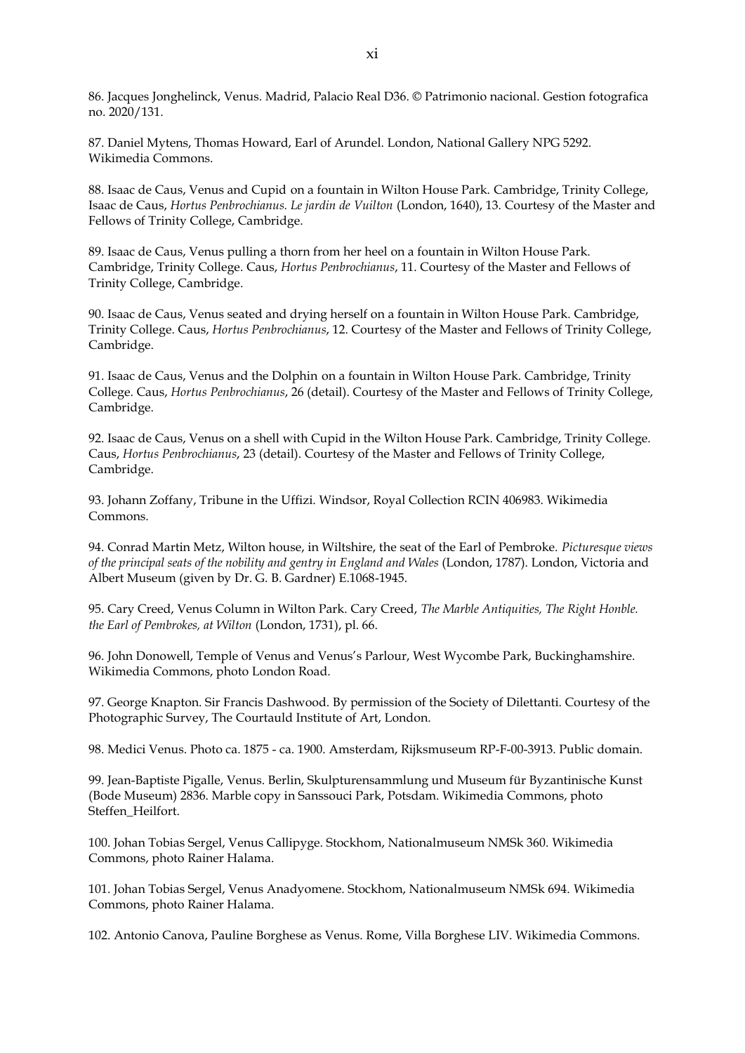86. Jacques Jonghelinck, Venus. Madrid, Palacio Real D36. © Patrimonio nacional. Gestion fotografica no. 2020/131.

87. Daniel Mytens, Thomas Howard, Earl of Arundel. London, National Gallery NPG 5292. Wikimedia Commons.

88. Isaac de Caus, Venus and Cupid on a fountain in Wilton House Park. Cambridge, Trinity College, Isaac de Caus, *Hortus Penbrochianus. Le jardin de Vuilton* (London, 1640), 13. Courtesy of the Master and Fellows of Trinity College, Cambridge.

89. Isaac de Caus, Venus pulling a thorn from her heel on a fountain in Wilton House Park. Cambridge, Trinity College. Caus, *Hortus Penbrochianus*, 11. Courtesy of the Master and Fellows of Trinity College, Cambridge.

90. Isaac de Caus, Venus seated and drying herself on a fountain in Wilton House Park. Cambridge, Trinity College. Caus, *Hortus Penbrochianus*, 12. Courtesy of the Master and Fellows of Trinity College, Cambridge.

91. Isaac de Caus, Venus and the Dolphin on a fountain in Wilton House Park. Cambridge, Trinity College. Caus, *Hortus Penbrochianus*, 26 (detail). Courtesy of the Master and Fellows of Trinity College, Cambridge.

92. Isaac de Caus, Venus on a shell with Cupid in the Wilton House Park. Cambridge, Trinity College. Caus, *Hortus Penbrochianus*, 23 (detail). Courtesy of the Master and Fellows of Trinity College, Cambridge.

93. Johann Zoffany, Tribune in the Uffizi. Windsor, Royal Collection RCIN 406983. Wikimedia Commons.

94. Conrad Martin Metz, Wilton house, in Wiltshire, the seat of the Earl of Pembroke. *Picturesque views of the principal seats of the nobility and gentry in England and Wales* (London, 1787). London, Victoria and Albert Museum (given by Dr. G. B. Gardner) E.1068-1945.

95. Cary Creed, Venus Column in Wilton Park. Cary Creed, *The Marble Antiquities, The Right Honble. the Earl of Pembrokes, at Wilton* (London, 1731), pl. 66.

96. John Donowell, Temple of Venus and Venus's Parlour, West Wycombe Park, Buckinghamshire. Wikimedia Commons, photo London Road.

97. George Knapton. Sir Francis Dashwood. By permission of the Society of Dilettanti. Courtesy of the Photographic Survey, The Courtauld Institute of Art, London.

98. Medici Venus. Photo ca. 1875 - ca. 1900. Amsterdam, Rijksmuseum RP-F-00-3913. Public domain.

99. Jean-Baptiste Pigalle, Venus. Berlin, Skulpturensammlung und Museum für Byzantinische Kunst (Bode Museum) 2836. Marble copy in Sanssouci Park, Potsdam. Wikimedia Commons, photo Steffen_Heilfort.

100. Johan Tobias Sergel, Venus Callipyge. Stockhom, Nationalmuseum NMSk 360. Wikimedia Commons, photo Rainer Halama.

101. Johan Tobias Sergel, Venus Anadyomene. Stockhom, Nationalmuseum NMSk 694. Wikimedia Commons, photo Rainer Halama.

102. Antonio Canova, Pauline Borghese as Venus. Rome, Villa Borghese LIV. Wikimedia Commons.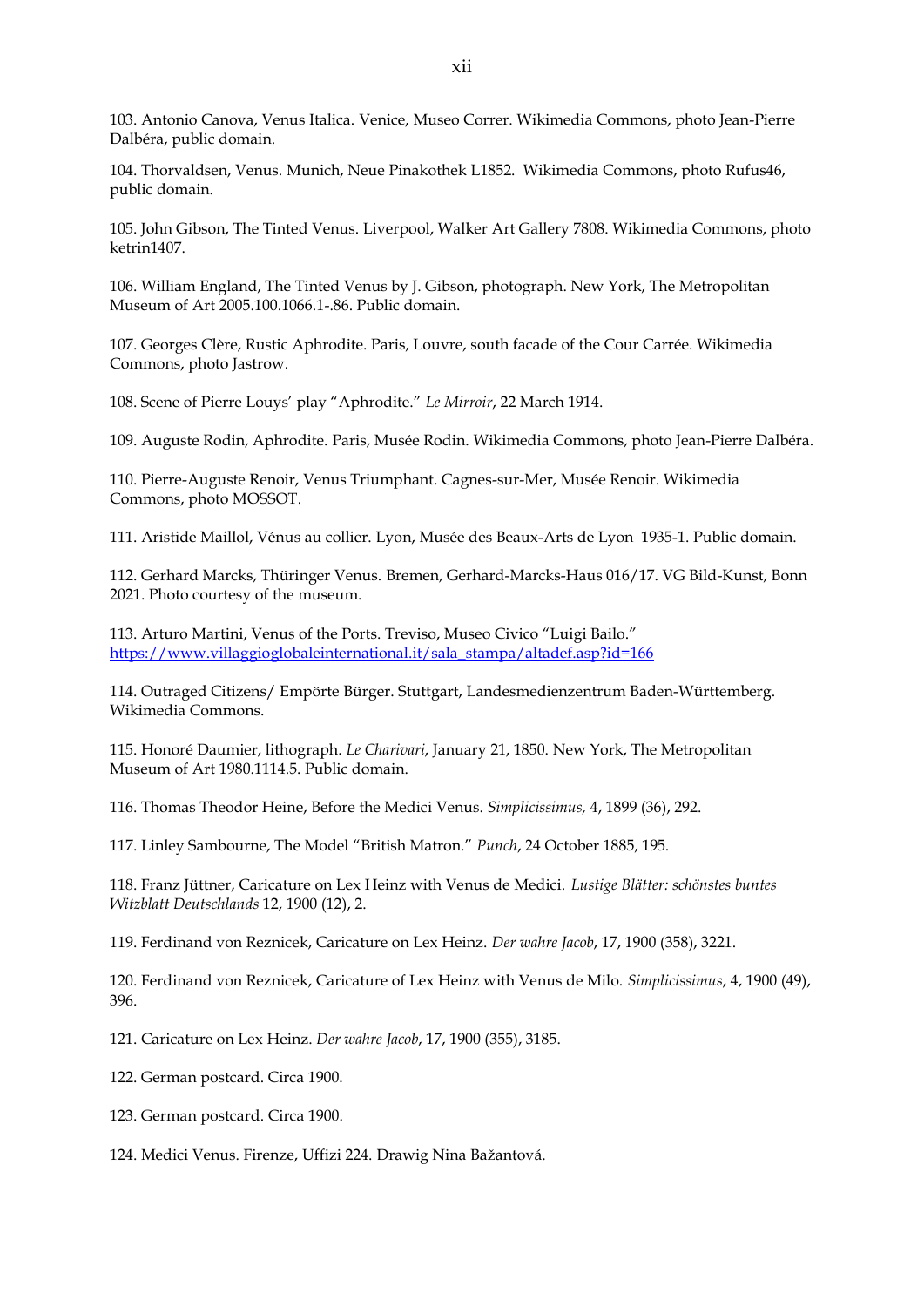103. Antonio Canova, Venus Italica. Venice, Museo Correr. Wikimedia Commons, photo Jean-Pierre Dalbéra, public domain.

104. Thorvaldsen, Venus. Munich, Neue Pinakothek L1852. Wikimedia Commons, photo Rufus46, public domain.

105. John Gibson, The Tinted Venus. Liverpool, Walker Art Gallery 7808. Wikimedia Commons, photo ketrin1407.

106. William England, The Tinted Venus by J. Gibson, photograph. New York, The Metropolitan Museum of Art 2005.100.1066.1-.86. Public domain.

107. Georges Clère, Rustic Aphrodite. Paris, Louvre, south facade of the Cour Carrée. Wikimedia Commons, photo Jastrow.

108. Scene of Pierre Louys' play "Aphrodite." *Le Mirroir*, 22 March 1914.

109. Auguste Rodin, Aphrodite. Paris, Musée Rodin. Wikimedia Commons, photo Jean-Pierre Dalbéra.

110. Pierre-Auguste Renoir, Venus Triumphant. Cagnes-sur-Mer, Musée Renoir. Wikimedia Commons, photo MOSSOT.

111. Aristide Maillol, Vénus au collier. Lyon, Musée des Beaux-Arts de Lyon 1935-1. Public domain.

112. Gerhard Marcks, Thüringer Venus. Bremen, Gerhard-Marcks-Haus 016/17. VG Bild-Kunst, Bonn 2021. Photo courtesy of the museum.

113. Arturo Martini, Venus of the Ports. Treviso, Museo Civico "Luigi Bailo." [https://www.villaggioglobaleinternational.it/sala_stampa/altadef.asp?id=166](https://www.villaggioglobaleinternational.it/sala_stampa/altadef.asp?id=166)

114. Outraged Citizens/ Empörte Bürger. Stuttgart, Landesmedienzentrum Baden-Württemberg. Wikimedia Commons.

115. Honoré Daumier, lithograph. *Le Charivari*, January 21, 1850. New York, The Metropolitan Museum of Art 1980.1114.5. Public domain.

116. Thomas Theodor Heine, Before the Medici Venus. *Simplicissimus,* 4, 1899 (36), 292.

117. Linley Sambourne, The Model "British Matron." *Punch*, 24 October 1885, 195.

118. Franz Jüttner, Caricature on Lex Heinz with Venus de Medici. *Lustige Blätter: schönstes buntes Witzblatt Deutschlands* 12, 1900 (12), 2.

119. Ferdinand von Reznicek, Caricature on Lex Heinz. *Der wahre Jacob*, 17, 1900 (358), 3221.

120. Ferdinand von Reznicek, Caricature of Lex Heinz with Venus de Milo. *Simplicissimus*, 4, 1900 (49), 396.

121. Caricature on Lex Heinz. *Der wahre Jacob*, 17, 1900 (355), 3185.

122. German postcard. Circa 1900.

123. German postcard. Circa 1900.

124. Medici Venus. Firenze, Uffizi 224. Drawig Nina Bažantová.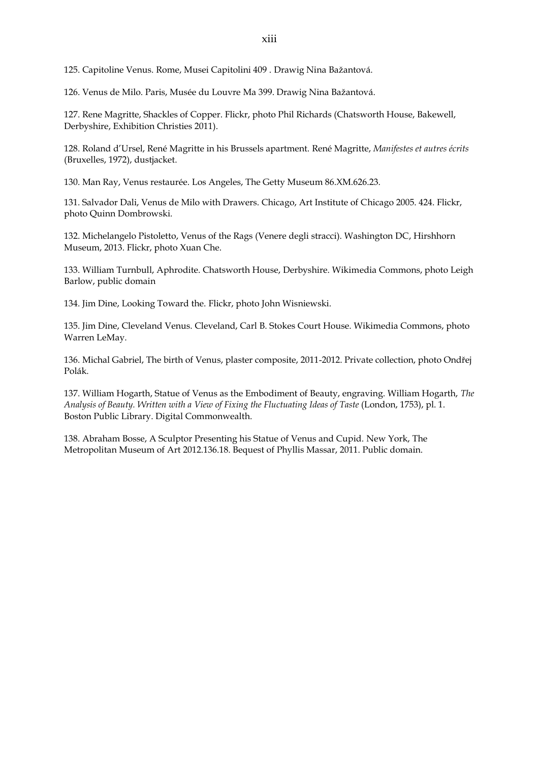125. Capitoline Venus. Rome, Musei Capitolini 409 . Drawig Nina Bažantová.

126. Venus de Milo. Paris, Musée du Louvre Ma 399. Drawig Nina Bažantová.

127. Rene Magritte, Shackles of Copper. Flickr, photo Phil Richards (Chatsworth House, Bakewell, Derbyshire, Exhibition Christies 2011).

128. Roland d'Ursel, René Magritte in his Brussels apartment. René Magritte, *Manifestes et autres écrits* (Bruxelles, 1972), dustjacket.

130. Man Ray, Venus restaurée. Los Angeles, The Getty Museum 86.XM.626.23.

131. Salvador Dali, Venus de Milo with Drawers. Chicago, Art Institute of Chicago 2005. 424. Flickr, photo Quinn Dombrowski.

132. Michelangelo Pistoletto, Venus of the Rags (Venere degli stracci). Washington DC, Hirshhorn Museum, 2013. Flickr, photo Xuan Che.

133. William Turnbull, Aphrodite. Chatsworth House, Derbyshire. Wikimedia Commons, photo Leigh Barlow, public domain

134. Jim Dine, Looking Toward the. Flickr, photo John Wisniewski.

135. Jim Dine, Cleveland Venus. Cleveland, Carl B. Stokes Court House. Wikimedia Commons, photo Warren LeMay.

136. Michal Gabriel, The birth of Venus, plaster composite, 2011-2012. Private collection, photo Ondřej Polák.

137. William Hogarth, Statue of Venus as the Embodiment of Beauty, engraving. William Hogarth, *The Analysis of Beauty. Written with a View of Fixing the Fluctuating Ideas of Taste* (London, 1753), pl. 1. Boston Public Library. Digital Commonwealth.

138. Abraham Bosse, A Sculptor Presenting his Statue of Venus and Cupid. New York, The Metropolitan Museum of Art 2012.136.18. Bequest of Phyllis Massar, 2011. Public domain.